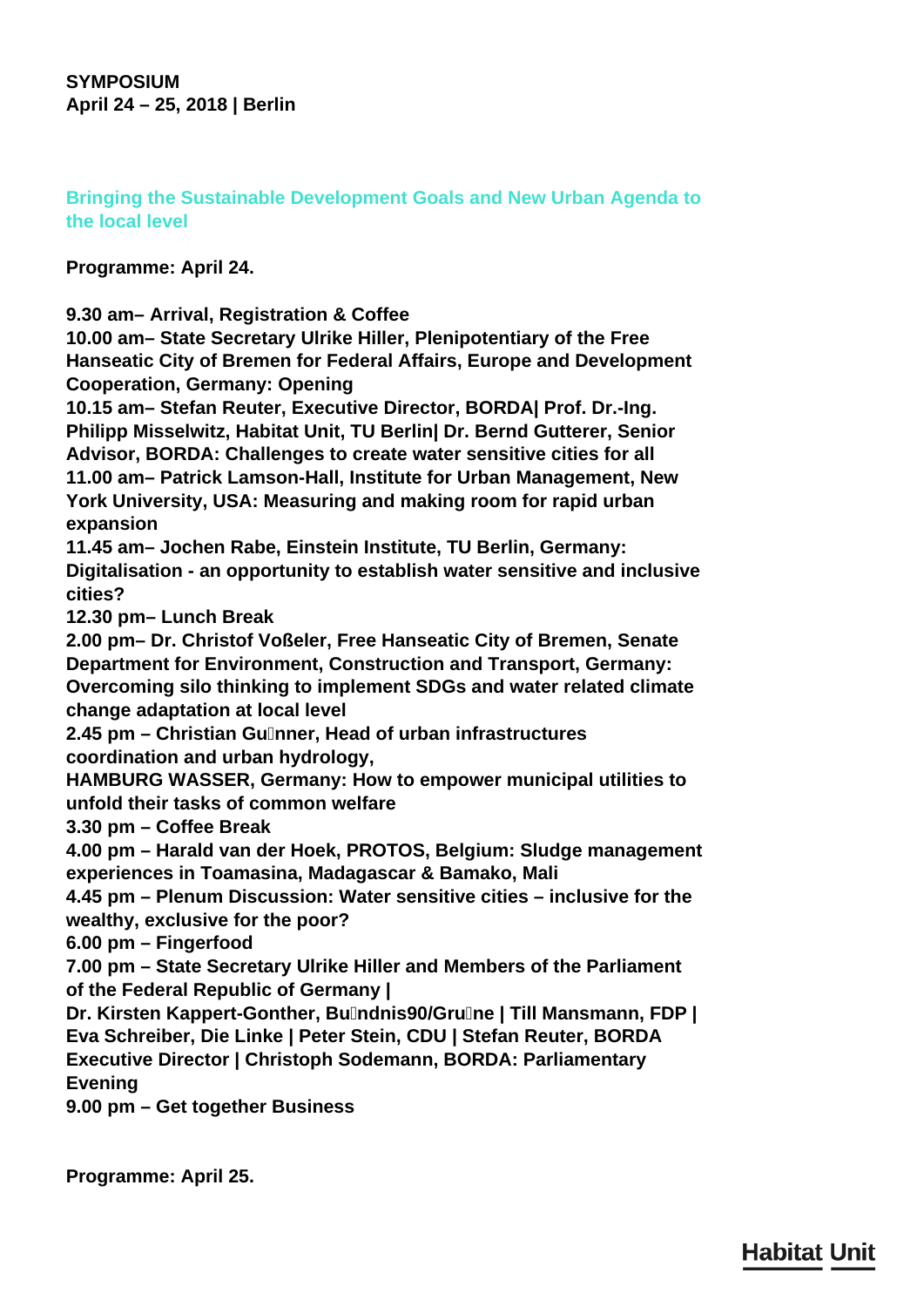**SYMPOSIUM**
**April 24 – 25, 2018 | Berlin**

## Bringing the Sustainable Development Goals and New Urban Agenda to the local level

**Programme: April 24.**

**9.30 am– Arrival, Registration & Coffee**
**10.00 am– State Secretary Ulrike Hiller, Plenipotentiary of the Free Hanseatic City of Bremen for Federal Affairs, Europe and Development Cooperation, Germany: Opening**
**10.15 am– Stefan Reuter, Executive Director, BORDA| Prof. Dr.-Ing. Philipp Misselwitz, Habitat Unit, TU Berlin| Dr. Bernd Gutterer, Senior Advisor, BORDA: Challenges to create water sensitive cities for all**
**11.00 am– Patrick Lamson-Hall, Institute for Urban Management, New York University, USA: Measuring and making room for rapid urban expansion**
**11.45 am– Jochen Rabe, Einstein Institute, TU Berlin, Germany: Digitalisation - an opportunity to establish water sensitive and inclusive cities?**
**12.30 pm– Lunch Break**
**2.00 pm– Dr. Christof Voßeler, Free Hanseatic City of Bremen, Senate Department for Environment, Construction and Transport, Germany: Overcoming silo thinking to implement SDGs and water related climate change adaptation at local level**
**2.45 pm – Christian Günner, Head of urban infrastructures coordination and urban hydrology,**
**HAMBURG WASSER, Germany: How to empower municipal utilities to unfold their tasks of common welfare**
**3.30 pm – Coffee Break**
**4.00 pm – Harald van der Hoek, PROTOS, Belgium: Sludge management experiences in Toamasina, Madagascar & Bamako, Mali**
**4.45 pm – Plenum Discussion: Water sensitive cities – inclusive for the wealthy, exclusive for the poor?**
**6.00 pm – Fingerfood**
**7.00 pm – State Secretary Ulrike Hiller and Members of the Parliament of the Federal Republic of Germany |**
**Dr. Kirsten Kappert-Gonther, Bündnis90/Grüne | Till Mansmann, FDP | Eva Schreiber, Die Linke | Peter Stein, CDU | Stefan Reuter, BORDA Executive Director | Christoph Sodemann, BORDA: Parliamentary Evening**
**9.00 pm – Get together Business**

**Programme: April 25.**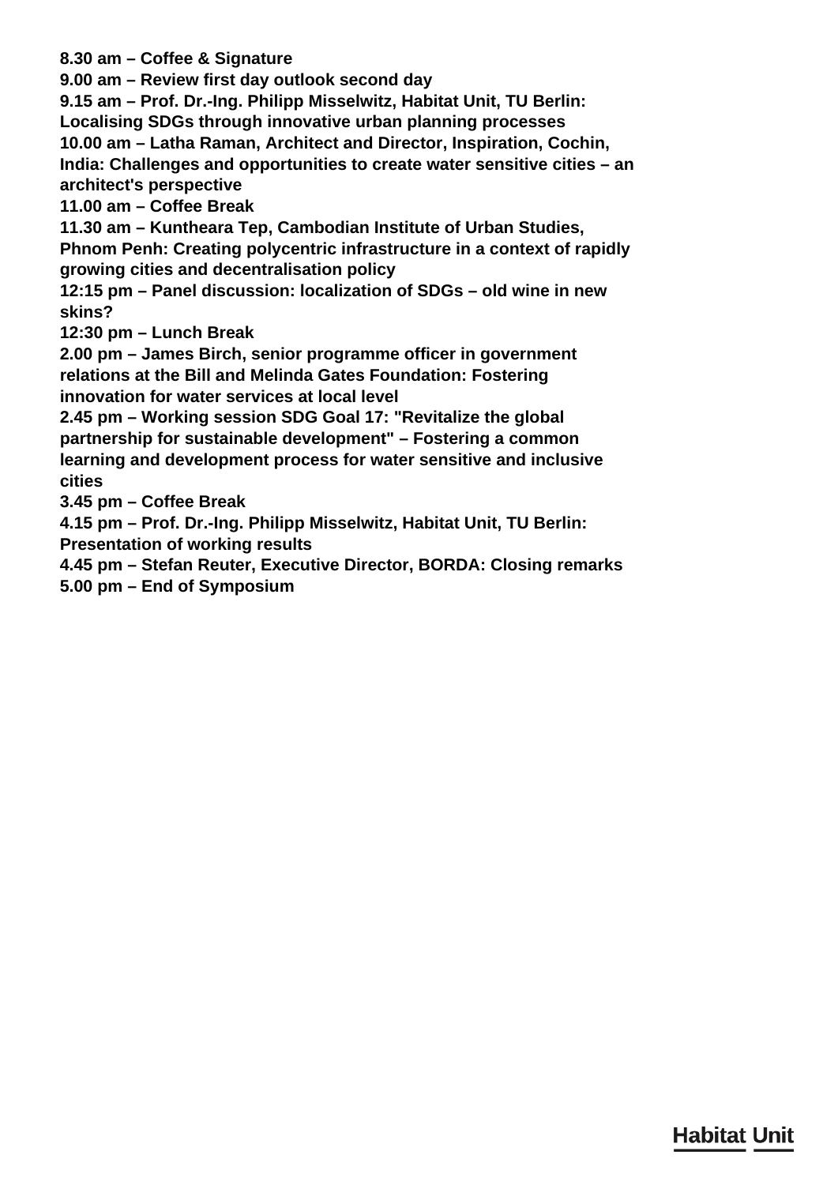**8.30 am – Coffee & Signature**

**9.00 am – Review first day outlook second day**

**9.15 am – Prof. Dr.-Ing. Philipp Misselwitz, Habitat Unit, TU Berlin: Localising SDGs through innovative urban planning processes**

**10.00 am – Latha Raman, Architect and Director, Inspiration, Cochin, India: Challenges and opportunities to create water sensitive cities – an architect's perspective**

**11.00 am – Coffee Break**

**11.30 am – Kuntheara Tep, Cambodian Institute of Urban Studies, Phnom Penh: Creating polycentric infrastructure in a context of rapidly growing cities and decentralisation policy**

**12:15 pm – Panel discussion: localization of SDGs – old wine in new skins?**

**12:30 pm – Lunch Break**

**2.00 pm – James Birch, senior programme officer in government relations at the Bill and Melinda Gates Foundation: Fostering innovation for water services at local level**

**2.45 pm – Working session SDG Goal 17: "Revitalize the global partnership for sustainable development" – Fostering a common learning and development process for water sensitive and inclusive cities**

**3.45 pm – Coffee Break**

**4.15 pm – Prof. Dr.-Ing. Philipp Misselwitz, Habitat Unit, TU Berlin: Presentation of working results**

**4.45 pm – Stefan Reuter, Executive Director, BORDA: Closing remarks**

**5.00 pm – End of Symposium**